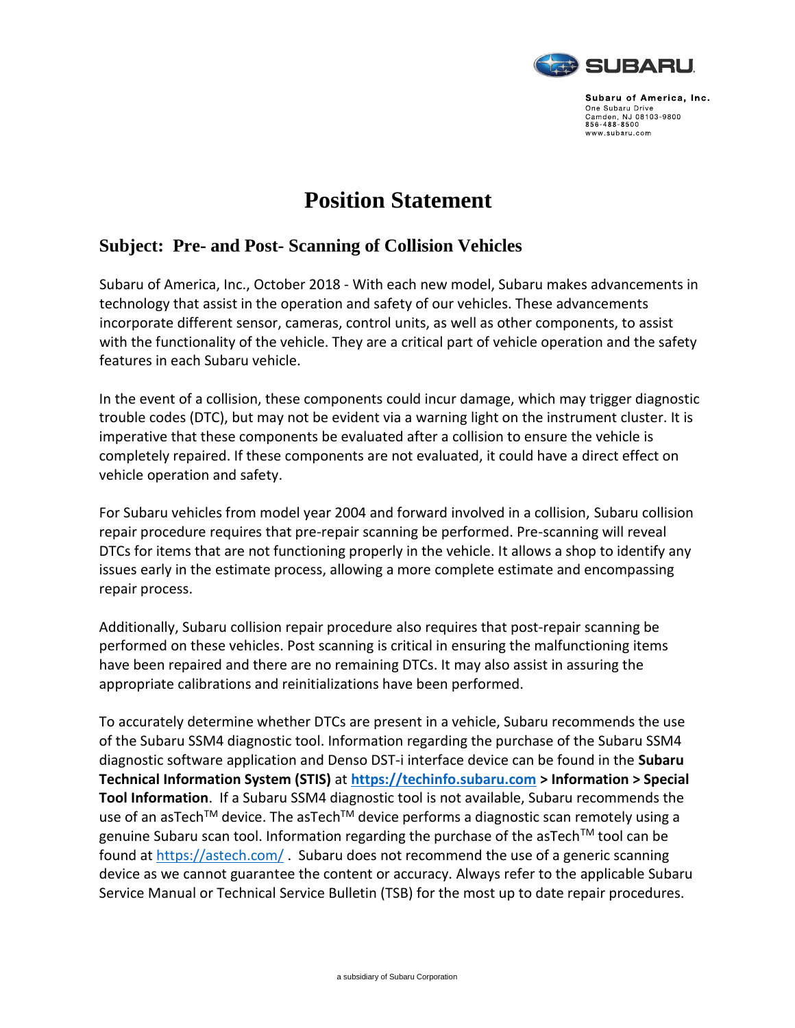Subaru of America, Inc.
One Subaru Drive
Camden, NJ 08103-9800
856-488-8500
www.subaru.com

# Position Statement

## Subject: Pre- and Post- Scanning of Collision Vehicles

Subaru of America, Inc., October 2018 - With each new model, Subaru makes advancements in technology that assist in the operation and safety of our vehicles. These advancements incorporate different sensor, cameras, control units, as well as other components, to assist with the functionality of the vehicle. They are a critical part of vehicle operation and the safety features in each Subaru vehicle.

In the event of a collision, these components could incur damage, which may trigger diagnostic trouble codes (DTC), but may not be evident via a warning light on the instrument cluster. It is imperative that these components be evaluated after a collision to ensure the vehicle is completely repaired. If these components are not evaluated, it could have a direct effect on vehicle operation and safety.

For Subaru vehicles from model year 2004 and forward involved in a collision, Subaru collision repair procedure requires that pre-repair scanning be performed. Pre-scanning will reveal DTCs for items that are not functioning properly in the vehicle. It allows a shop to identify any issues early in the estimate process, allowing a more complete estimate and encompassing repair process.

Additionally, Subaru collision repair procedure also requires that post-repair scanning be performed on these vehicles. Post scanning is critical in ensuring the malfunctioning items have been repaired and there are no remaining DTCs. It may also assist in assuring the appropriate calibrations and reinitializations have been performed.

To accurately determine whether DTCs are present in a vehicle, Subaru recommends the use of the Subaru SSM4 diagnostic tool. Information regarding the purchase of the Subaru SSM4 diagnostic software application and Denso DST-i interface device can be found in the **Subaru Technical Information System (STIS)** at **https://techinfo.subaru.com > Information > Special Tool Information**. If a Subaru SSM4 diagnostic tool is not available, Subaru recommends the use of an asTech™ device. The asTech™ device performs a diagnostic scan remotely using a genuine Subaru scan tool. Information regarding the purchase of the asTech™ tool can be found at https://astech.com/ . Subaru does not recommend the use of a generic scanning device as we cannot guarantee the content or accuracy. Always refer to the applicable Subaru Service Manual or Technical Service Bulletin (TSB) for the most up to date repair procedures.

a subsidiary of Subaru Corporation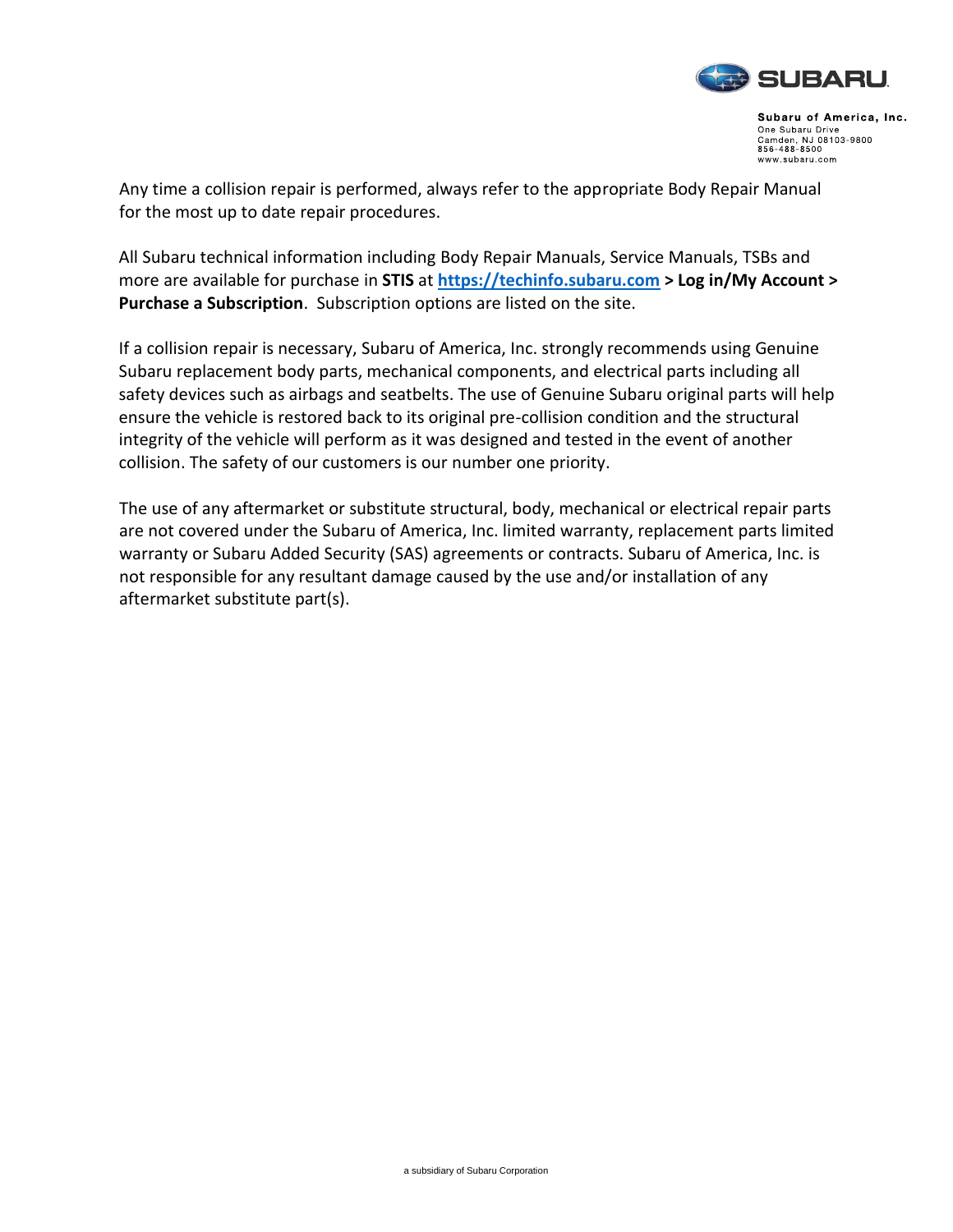Any time a collision repair is performed, always refer to the appropriate Body Repair Manual for the most up to date repair procedures.

All Subaru technical information including Body Repair Manuals, Service Manuals, TSBs and more are available for purchase in **STIS** at **https://techinfo.subaru.com > Log in/My Account > Purchase a Subscription**. Subscription options are listed on the site.

If a collision repair is necessary, Subaru of America, Inc. strongly recommends using Genuine Subaru replacement body parts, mechanical components, and electrical parts including all safety devices such as airbags and seatbelts. The use of Genuine Subaru original parts will help ensure the vehicle is restored back to its original pre-collision condition and the structural integrity of the vehicle will perform as it was designed and tested in the event of another collision. The safety of our customers is our number one priority.

The use of any aftermarket or substitute structural, body, mechanical or electrical repair parts are not covered under the Subaru of America, Inc. limited warranty, replacement parts limited warranty or Subaru Added Security (SAS) agreements or contracts. Subaru of America, Inc. is not responsible for any resultant damage caused by the use and/or installation of any aftermarket substitute part(s).